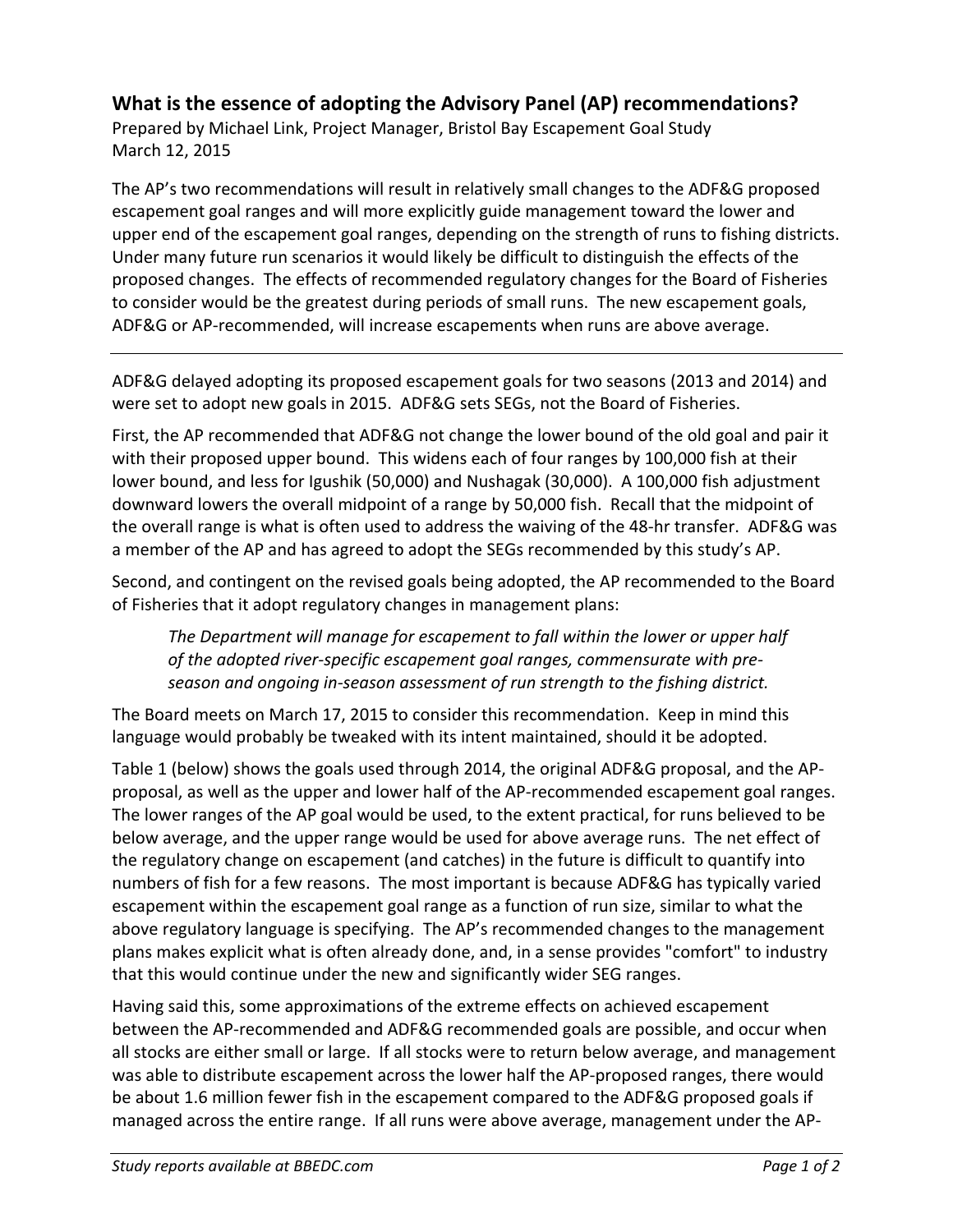# What is the essence of adopting the Advisory Panel (AP) recommendations?

Prepared by Michael Link, Project Manager, Bristol Bay Escapement Goal Study
March 12, 2015

The AP's two recommendations will result in relatively small changes to the ADF&G proposed escapement goal ranges and will more explicitly guide management toward the lower and upper end of the escapement goal ranges, depending on the strength of runs to fishing districts. Under many future run scenarios it would likely be difficult to distinguish the effects of the proposed changes. The effects of recommended regulatory changes for the Board of Fisheries to consider would be the greatest during periods of small runs. The new escapement goals, ADF&G or AP-recommended, will increase escapements when runs are above average.

---

ADF&G delayed adopting its proposed escapement goals for two seasons (2013 and 2014) and were set to adopt new goals in 2015. ADF&G sets SEGs, not the Board of Fisheries.

First, the AP recommended that ADF&G not change the lower bound of the old goal and pair it with their proposed upper bound. This widens each of four ranges by 100,000 fish at their lower bound, and less for Igushik (50,000) and Nushagak (30,000). A 100,000 fish adjustment downward lowers the overall midpoint of a range by 50,000 fish. Recall that the midpoint of the overall range is what is often used to address the waiving of the 48-hr transfer. ADF&G was a member of the AP and has agreed to adopt the SEGs recommended by this study's AP.

Second, and contingent on the revised goals being adopted, the AP recommended to the Board of Fisheries that it adopt regulatory changes in management plans:

> *The Department will manage for escapement to fall within the lower or upper half of the adopted river-specific escapement goal ranges, commensurate with pre-season and ongoing in-season assessment of run strength to the fishing district.*

The Board meets on March 17, 2015 to consider this recommendation. Keep in mind this language would probably be tweaked with its intent maintained, should it be adopted.

Table 1 (below) shows the goals used through 2014, the original ADF&G proposal, and the AP-proposal, as well as the upper and lower half of the AP-recommended escapement goal ranges. The lower ranges of the AP goal would be used, to the extent practical, for runs believed to be below average, and the upper range would be used for above average runs. The net effect of the regulatory change on escapement (and catches) in the future is difficult to quantify into numbers of fish for a few reasons. The most important is because ADF&G has typically varied escapement within the escapement goal range as a function of run size, similar to what the above regulatory language is specifying. The AP's recommended changes to the management plans makes explicit what is often already done, and, in a sense provides "comfort" to industry that this would continue under the new and significantly wider SEG ranges.

Having said this, some approximations of the extreme effects on achieved escapement between the AP-recommended and ADF&G recommended goals are possible, and occur when all stocks are either small or large. If all stocks were to return below average, and management was able to distribute escapement across the lower half the AP-proposed ranges, there would be about 1.6 million fewer fish in the escapement compared to the ADF&G proposed goals if managed across the entire range. If all runs were above average, management under the AP-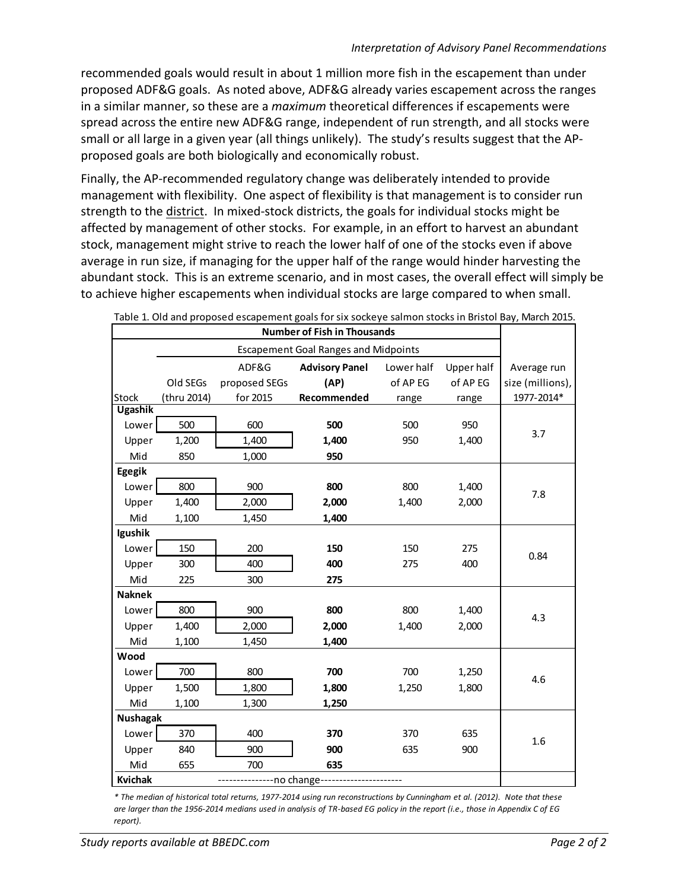recommended goals would result in about 1 million more fish in the escapement than under proposed ADF&G goals. As noted above, ADF&G already varies escapement across the ranges in a similar manner, so these are a *maximum* theoretical differences if escapements were spread across the entire new ADF&G range, independent of run strength, and all stocks were small or all large in a given year (all things unlikely). The study's results suggest that the AP-proposed goals are both biologically and economically robust.

Finally, the AP-recommended regulatory change was deliberately intended to provide management with flexibility. One aspect of flexibility is that management is to consider run strength to the district. In mixed-stock districts, the goals for individual stocks might be affected by management of other stocks. For example, in an effort to harvest an abundant stock, management might strive to reach the lower half of one of the stocks even if above average in run size, if managing for the upper half of the range would hinder harvesting the abundant stock. This is an extreme scenario, and in most cases, the overall effect will simply be to achieve higher escapements when individual stocks are large compared to when small.

Table 1. Old and proposed escapement goals for six sockeye salmon stocks in Bristol Bay, March 2015.

| Number of Fish in Thousands | | | | | | |
|---|---|---|---|---|---|---|
| | Escapement Goal Ranges and Midpoints | | | | | |
| Stock | Old SEGs (thru 2014) | ADF&G proposed SEGs for 2015 | **Advisory Panel (AP) Recommended** | Lower half of AP EG range | Upper half of AP EG range | Average run size (millions), 1977-2014* |
| **Ugashik** | | | | | | |
| Lower | 500 | 600 | **500** | 500 | 950 | 3.7 |
| Upper | 1,200 | 1,400 | **1,400** | 950 | 1,400 | |
| Mid | 850 | 1,000 | **950** | | | |
| **Egegik** | | | | | | |
| Lower | 800 | 900 | **800** | 800 | 1,400 | 7.8 |
| Upper | 1,400 | 2,000 | **2,000** | 1,400 | 2,000 | |
| Mid | 1,100 | 1,450 | **1,400** | | | |
| **Igushik** | | | | | | |
| Lower | 150 | 200 | **150** | 150 | 275 | 0.84 |
| Upper | 300 | 400 | **400** | 275 | 400 | |
| Mid | 225 | 300 | **275** | | | |
| **Naknek** | | | | | | |
| Lower | 800 | 900 | **800** | 800 | 1,400 | 4.3 |
| Upper | 1,400 | 2,000 | **2,000** | 1,400 | 2,000 | |
| Mid | 1,100 | 1,450 | **1,400** | | | |
| **Wood** | | | | | | |
| Lower | 700 | 800 | **700** | 700 | 1,250 | 4.6 |
| Upper | 1,500 | 1,800 | **1,800** | 1,250 | 1,800 | |
| Mid | 1,100 | 1,300 | **1,250** | | | |
| **Nushagak** | | | | | | |
| Lower | 370 | 400 | **370** | 370 | 635 | 1.6 |
| Upper | 840 | 900 | **900** | 635 | 900 | |
| Mid | 655 | 700 | **635** | | | |
| **Kvichak** | ---------------no change---------------------- | | | | | |

*\* The median of historical total returns, 1977-2014 using run reconstructions by Cunningham et al. (2012). Note that these are larger than the 1956-2014 medians used in analysis of TR-based EG policy in the report (i.e., those in Appendix C of EG report).*